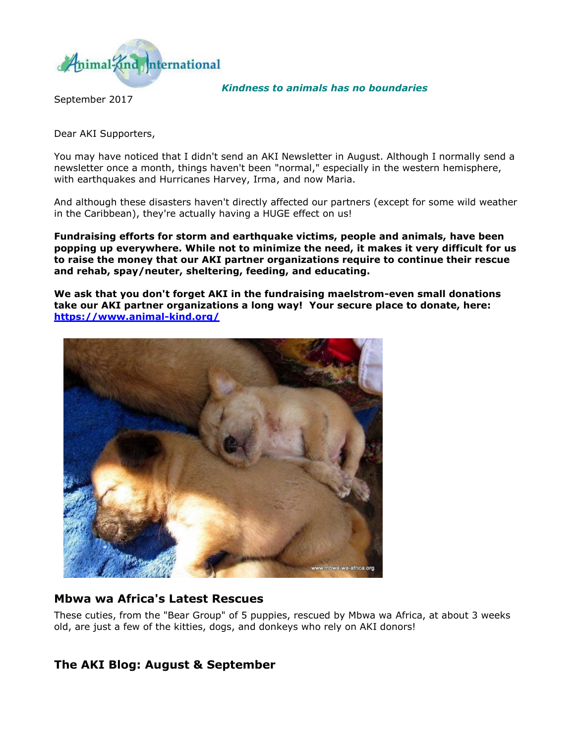*Kindness to animals has no boundaries*

September 2017

Dear AKI Supporters,

You may have noticed that I didn't send an AKI Newsletter in August. Although I normally send a newsletter once a month, things haven't been "normal," especially in the western hemisphere, with earthquakes and Hurricanes Harvey, Irma, and now Maria.

And although these disasters haven't directly affected our partners (except for some wild weather in the Caribbean), they're actually having a HUGE effect on us!

**Fundraising efforts for storm and earthquake victims, people and animals, have been popping up everywhere. While not to minimize the need, it makes it very difficult for us to raise the money that our AKI partner organizations require to continue their rescue and rehab, spay/neuter, sheltering, feeding, and educating.**

**We ask that you don't forget AKI in the fundraising maelstrom-even small donations take our AKI partner organizations a long way! Your secure place to donate, here: [https://www.animal-kind.org/](https://www.animal-kind.org/)**

## Mbwa wa Africa's Latest Rescues

These cuties, from the "Bear Group" of 5 puppies, rescued by Mbwa wa Africa, at about 3 weeks old, are just a few of the kitties, dogs, and donkeys who rely on AKI donors!

## The AKI Blog: August & September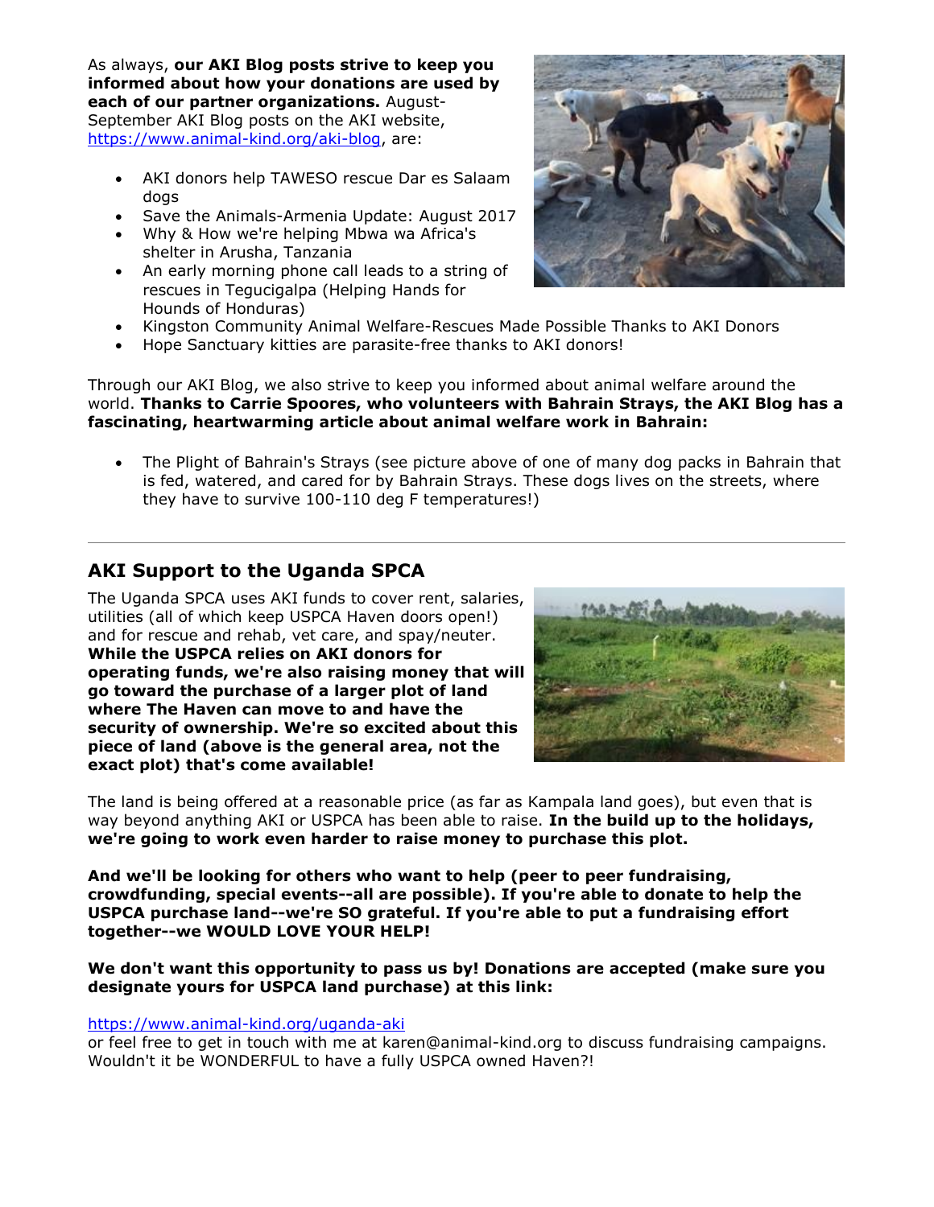As always, **our AKI Blog posts strive to keep you informed about how your donations are used by each of our partner organizations.** August-September AKI Blog posts on the AKI website, https://www.animal-kind.org/aki-blog, are:

- AKI donors help TAWESO rescue Dar es Salaam dogs
- Save the Animals-Armenia Update: August 2017
- Why & How we're helping Mbwa wa Africa's shelter in Arusha, Tanzania
- An early morning phone call leads to a string of rescues in Tegucigalpa (Helping Hands for Hounds of Honduras)
- Kingston Community Animal Welfare-Rescues Made Possible Thanks to AKI Donors
- Hope Sanctuary kitties are parasite-free thanks to AKI donors!

Through our AKI Blog, we also strive to keep you informed about animal welfare around the world. **Thanks to Carrie Spoores, who volunteers with Bahrain Strays, the AKI Blog has a fascinating, heartwarming article about animal welfare work in Bahrain:**

- The Plight of Bahrain's Strays (see picture above of one of many dog packs in Bahrain that is fed, watered, and cared for by Bahrain Strays. These dogs lives on the streets, where they have to survive 100-110 deg F temperatures!)

---

## AKI Support to the Uganda SPCA

The Uganda SPCA uses AKI funds to cover rent, salaries, utilities (all of which keep USPCA Haven doors open!) and for rescue and rehab, vet care, and spay/neuter. **While the USPCA relies on AKI donors for operating funds, we're also raising money that will go toward the purchase of a larger plot of land where The Haven can move to and have the security of ownership. We're so excited about this piece of land (above is the general area, not the exact plot) that's come available!**

The land is being offered at a reasonable price (as far as Kampala land goes), but even that is way beyond anything AKI or USPCA has been able to raise. **In the build up to the holidays, we're going to work even harder to raise money to purchase this plot.**

**And we'll be looking for others who want to help (peer to peer fundraising, crowdfunding, special events--all are possible). If you're able to donate to help the USPCA purchase land--we're SO grateful. If you're able to put a fundraising effort together--we WOULD LOVE YOUR HELP!**

**We don't want this opportunity to pass us by! Donations are accepted (make sure you designate yours for USPCA land purchase) at this link:**

https://www.animal-kind.org/uganda-aki
or feel free to get in touch with me at karen@animal-kind.org to discuss fundraising campaigns. Wouldn't it be WONDERFUL to have a fully USPCA owned Haven?!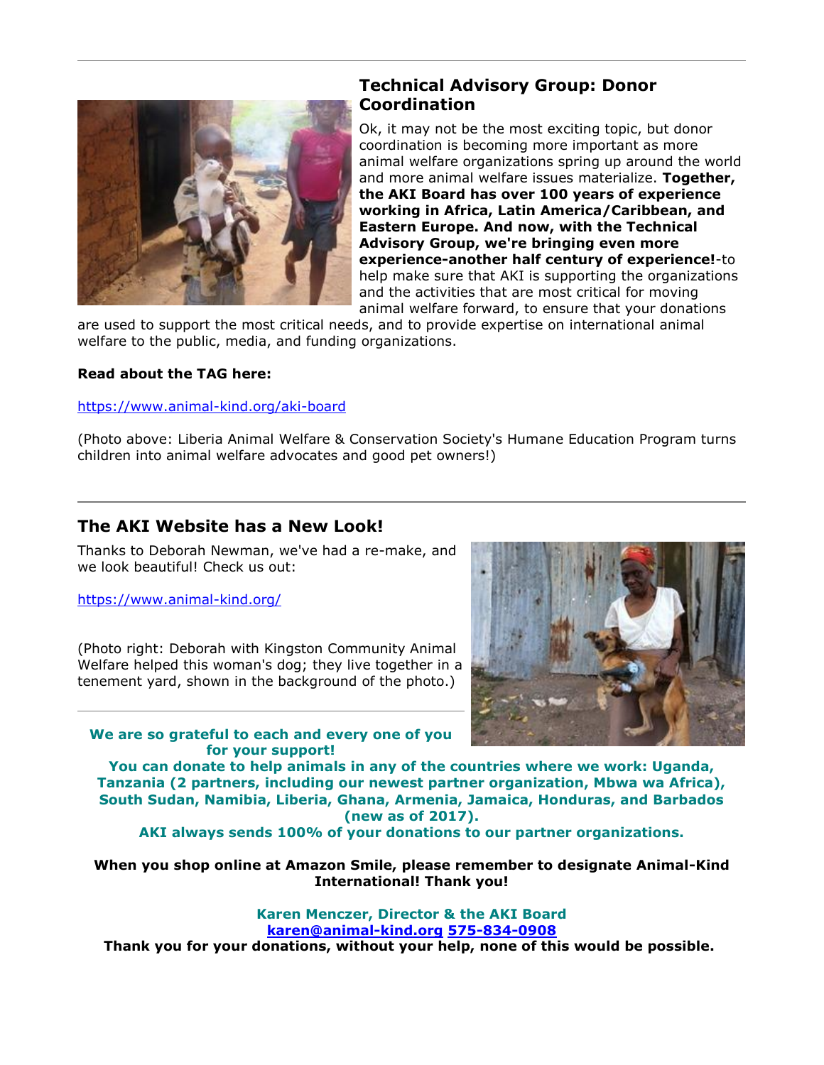## Technical Advisory Group: Donor Coordination

Ok, it may not be the most exciting topic, but donor coordination is becoming more important as more animal welfare organizations spring up around the world and more animal welfare issues materialize. **Together, the AKI Board has over 100 years of experience working in Africa, Latin America/Caribbean, and Eastern Europe. And now, with the Technical Advisory Group, we're bringing even more experience-another half century of experience!**-to help make sure that AKI is supporting the organizations and the activities that are most critical for moving animal welfare forward, to ensure that your donations are used to support the most critical needs, and to provide expertise on international animal welfare to the public, media, and funding organizations.

**Read about the TAG here:**

https://www.animal-kind.org/aki-board

(Photo above: Liberia Animal Welfare & Conservation Society's Humane Education Program turns children into animal welfare advocates and good pet owners!)

---

## The AKI Website has a New Look!

Thanks to Deborah Newman, we've had a re-make, and we look beautiful! Check us out:

https://www.animal-kind.org/

(Photo right: Deborah with Kingston Community Animal Welfare helped this woman's dog; they live together in a tenement yard, shown in the background of the photo.)

---

**We are so grateful to each and every one of you for your support!**

**You can donate to help animals in any of the countries where we work: Uganda, Tanzania (2 partners, including our newest partner organization, Mbwa wa Africa), South Sudan, Namibia, Liberia, Ghana, Armenia, Jamaica, Honduras, and Barbados (new as of 2017).**

**AKI always sends 100% of your donations to our partner organizations.**

**When you shop online at Amazon Smile, please remember to designate Animal-Kind International! Thank you!**

**Karen Menczer, Director & the AKI Board**
**karen@animal-kind.org 575-834-0908**
**Thank you for your donations, without your help, none of this would be possible.**